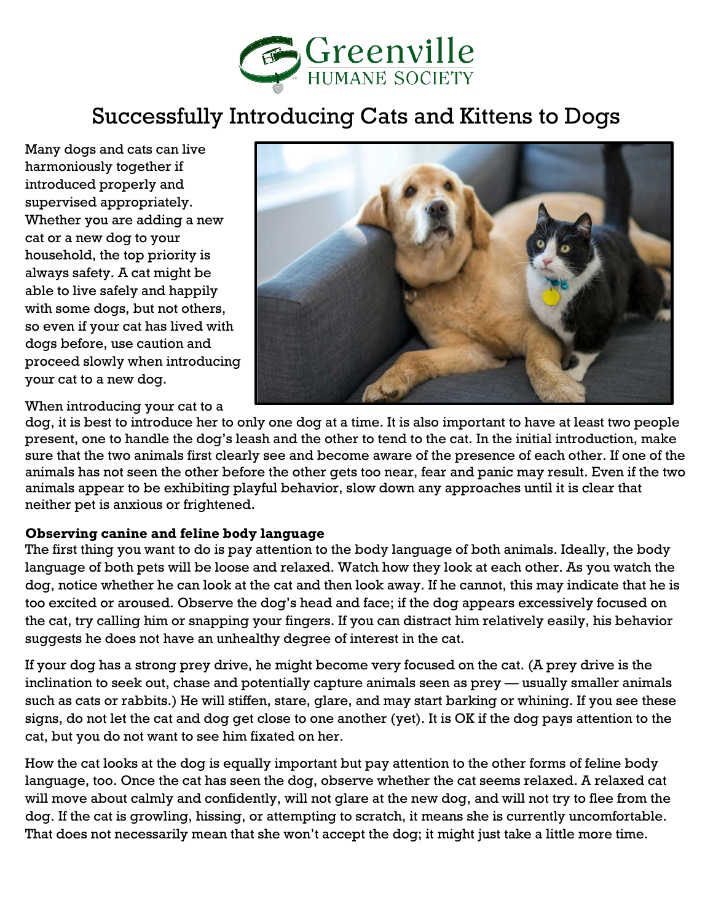# Greenville Humane Society

## Successfully Introducing Cats and Kittens to Dogs

Many dogs and cats can live harmoniously together if introduced properly and supervised appropriately. Whether you are adding a new cat or a new dog to your household, the top priority is always safety. A cat might be able to live safely and happily with some dogs, but not others, so even if your cat has lived with dogs before, use caution and proceed slowly when introducing your cat to a new dog.

When introducing your cat to a dog, it is best to introduce her to only one dog at a time. It is also important to have at least two people present, one to handle the dog's leash and the other to tend to the cat. In the initial introduction, make sure that the two animals first clearly see and become aware of the presence of each other. If one of the animals has not seen the other before the other gets too near, fear and panic may result. Even if the two animals appear to be exhibiting playful behavior, slow down any approaches until it is clear that neither pet is anxious or frightened.

**Observing canine and feline body language**

The first thing you want to do is pay attention to the body language of both animals. Ideally, the body language of both pets will be loose and relaxed. Watch how they look at each other. As you watch the dog, notice whether he can look at the cat and then look away. If he cannot, this may indicate that he is too excited or aroused. Observe the dog's head and face; if the dog appears excessively focused on the cat, try calling him or snapping your fingers. If you can distract him relatively easily, his behavior suggests he does not have an unhealthy degree of interest in the cat.

If your dog has a strong prey drive, he might become very focused on the cat. (A prey drive is the inclination to seek out, chase and potentially capture animals seen as prey — usually smaller animals such as cats or rabbits.) He will stiffen, stare, glare, and may start barking or whining. If you see these signs, do not let the cat and dog get close to one another (yet). It is OK if the dog pays attention to the cat, but you do not want to see him fixated on her.

How the cat looks at the dog is equally important but pay attention to the other forms of feline body language, too. Once the cat has seen the dog, observe whether the cat seems relaxed. A relaxed cat will move about calmly and confidently, will not glare at the new dog, and will not try to flee from the dog. If the cat is growling, hissing, or attempting to scratch, it means she is currently uncomfortable. That does not necessarily mean that she won't accept the dog; it might just take a little more time.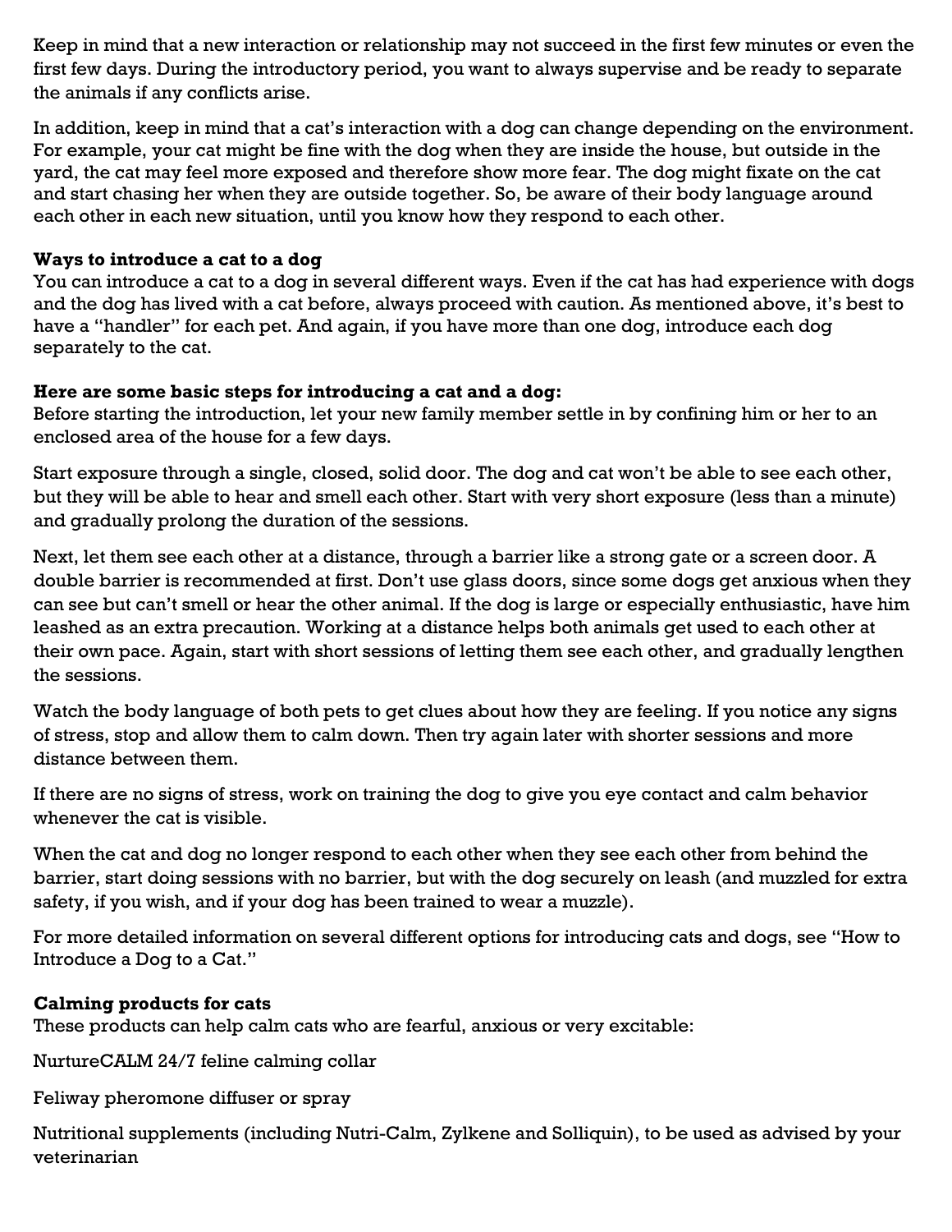Keep in mind that a new interaction or relationship may not succeed in the first few minutes or even the first few days. During the introductory period, you want to always supervise and be ready to separate the animals if any conflicts arise.

In addition, keep in mind that a cat's interaction with a dog can change depending on the environment. For example, your cat might be fine with the dog when they are inside the house, but outside in the yard, the cat may feel more exposed and therefore show more fear. The dog might fixate on the cat and start chasing her when they are outside together. So, be aware of their body language around each other in each new situation, until you know how they respond to each other.

**Ways to introduce a cat to a dog**
You can introduce a cat to a dog in several different ways. Even if the cat has had experience with dogs and the dog has lived with a cat before, always proceed with caution. As mentioned above, it's best to have a "handler" for each pet. And again, if you have more than one dog, introduce each dog separately to the cat.

**Here are some basic steps for introducing a cat and a dog:**
Before starting the introduction, let your new family member settle in by confining him or her to an enclosed area of the house for a few days.

Start exposure through a single, closed, solid door. The dog and cat won't be able to see each other, but they will be able to hear and smell each other. Start with very short exposure (less than a minute) and gradually prolong the duration of the sessions.

Next, let them see each other at a distance, through a barrier like a strong gate or a screen door. A double barrier is recommended at first. Don't use glass doors, since some dogs get anxious when they can see but can't smell or hear the other animal. If the dog is large or especially enthusiastic, have him leashed as an extra precaution. Working at a distance helps both animals get used to each other at their own pace. Again, start with short sessions of letting them see each other, and gradually lengthen the sessions.

Watch the body language of both pets to get clues about how they are feeling. If you notice any signs of stress, stop and allow them to calm down. Then try again later with shorter sessions and more distance between them.

If there are no signs of stress, work on training the dog to give you eye contact and calm behavior whenever the cat is visible.

When the cat and dog no longer respond to each other when they see each other from behind the barrier, start doing sessions with no barrier, but with the dog securely on leash (and muzzled for extra safety, if you wish, and if your dog has been trained to wear a muzzle).

For more detailed information on several different options for introducing cats and dogs, see "How to Introduce a Dog to a Cat."

**Calming products for cats**
These products can help calm cats who are fearful, anxious or very excitable:

NurtureCALM 24/7 feline calming collar

Feliway pheromone diffuser or spray

Nutritional supplements (including Nutri-Calm, Zylkene and Solliquin), to be used as advised by your veterinarian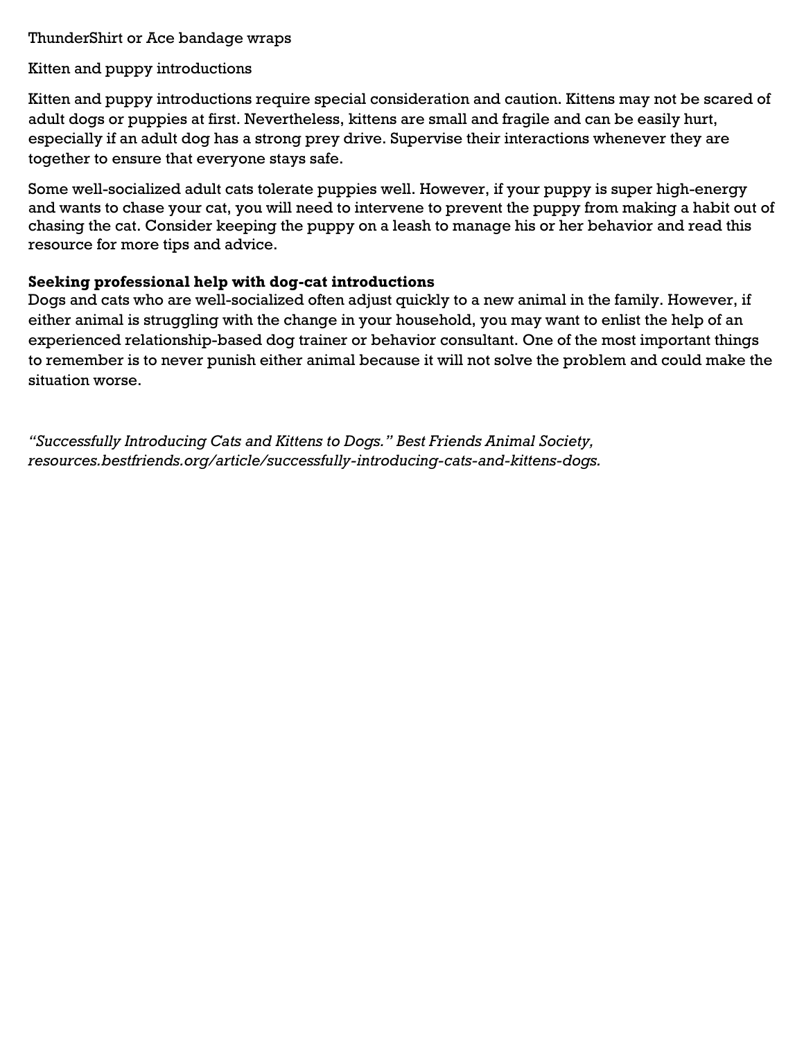ThunderShirt or Ace bandage wraps

Kitten and puppy introductions

Kitten and puppy introductions require special consideration and caution. Kittens may not be scared of adult dogs or puppies at first. Nevertheless, kittens are small and fragile and can be easily hurt, especially if an adult dog has a strong prey drive. Supervise their interactions whenever they are together to ensure that everyone stays safe.

Some well-socialized adult cats tolerate puppies well. However, if your puppy is super high-energy and wants to chase your cat, you will need to intervene to prevent the puppy from making a habit out of chasing the cat. Consider keeping the puppy on a leash to manage his or her behavior and read this resource for more tips and advice.

**Seeking professional help with dog-cat introductions**

Dogs and cats who are well-socialized often adjust quickly to a new animal in the family. However, if either animal is struggling with the change in your household, you may want to enlist the help of an experienced relationship-based dog trainer or behavior consultant. One of the most important things to remember is to never punish either animal because it will not solve the problem and could make the situation worse.

*"Successfully Introducing Cats and Kittens to Dogs." Best Friends Animal Society, resources.bestfriends.org/article/successfully-introducing-cats-and-kittens-dogs.*